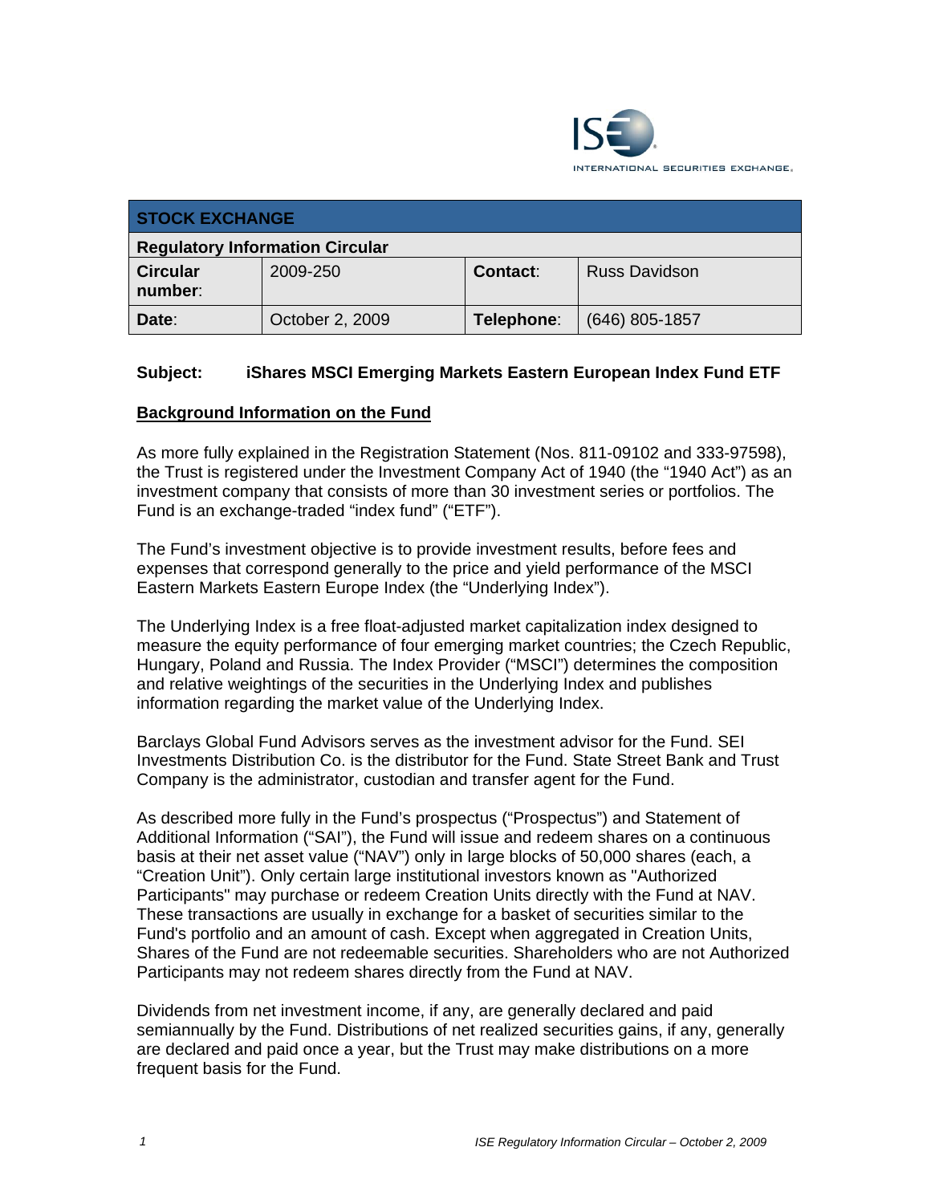INTERNATIONAL SECURITIES EXCHANGE.

| STOCK EXCHANGE | | | |
|---|---|---|---|
| **Regulatory Information Circular** | | | |
| **Circular number**: | 2009-250 | **Contact**: | Russ Davidson |
| **Date**: | October 2, 2009 | **Telephone**: | (646) 805-1857 |

**Subject: iShares MSCI Emerging Markets Eastern European Index Fund ETF**

## Background Information on the Fund

As more fully explained in the Registration Statement (Nos. 811-09102 and 333-97598), the Trust is registered under the Investment Company Act of 1940 (the "1940 Act") as an investment company that consists of more than 30 investment series or portfolios. The Fund is an exchange-traded "index fund" ("ETF").

The Fund's investment objective is to provide investment results, before fees and expenses that correspond generally to the price and yield performance of the MSCI Eastern Markets Eastern Europe Index (the "Underlying Index").

The Underlying Index is a free float-adjusted market capitalization index designed to measure the equity performance of four emerging market countries; the Czech Republic, Hungary, Poland and Russia. The Index Provider ("MSCI") determines the composition and relative weightings of the securities in the Underlying Index and publishes information regarding the market value of the Underlying Index.

Barclays Global Fund Advisors serves as the investment advisor for the Fund. SEI Investments Distribution Co. is the distributor for the Fund. State Street Bank and Trust Company is the administrator, custodian and transfer agent for the Fund.

As described more fully in the Fund's prospectus ("Prospectus") and Statement of Additional Information ("SAI"), the Fund will issue and redeem shares on a continuous basis at their net asset value ("NAV") only in large blocks of 50,000 shares (each, a "Creation Unit"). Only certain large institutional investors known as "Authorized Participants" may purchase or redeem Creation Units directly with the Fund at NAV. These transactions are usually in exchange for a basket of securities similar to the Fund's portfolio and an amount of cash. Except when aggregated in Creation Units, Shares of the Fund are not redeemable securities. Shareholders who are not Authorized Participants may not redeem shares directly from the Fund at NAV.

Dividends from net investment income, if any, are generally declared and paid semiannually by the Fund. Distributions of net realized securities gains, if any, generally are declared and paid once a year, but the Trust may make distributions on a more frequent basis for the Fund.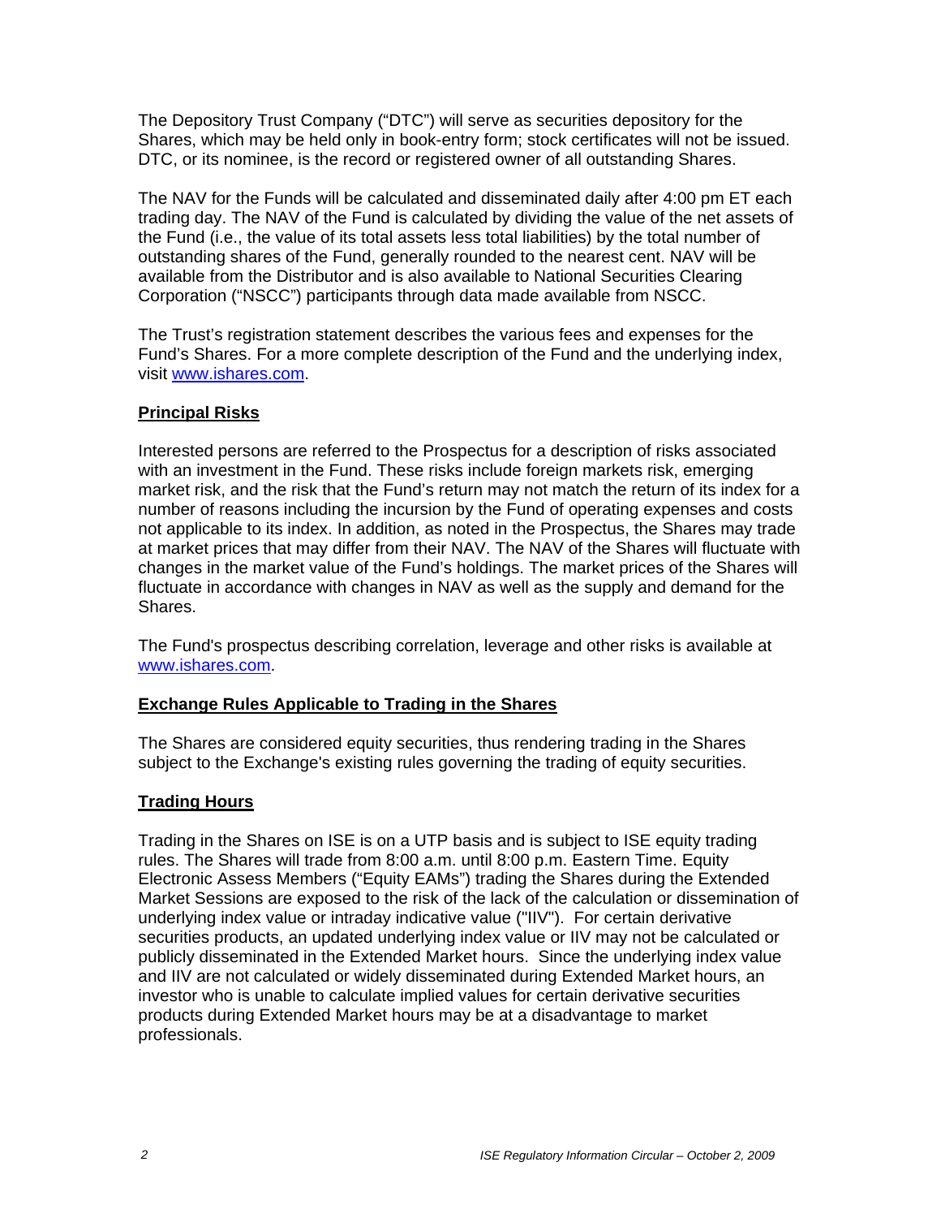The Depository Trust Company ("DTC") will serve as securities depository for the Shares, which may be held only in book-entry form; stock certificates will not be issued. DTC, or its nominee, is the record or registered owner of all outstanding Shares.

The NAV for the Funds will be calculated and disseminated daily after 4:00 pm ET each trading day. The NAV of the Fund is calculated by dividing the value of the net assets of the Fund (i.e., the value of its total assets less total liabilities) by the total number of outstanding shares of the Fund, generally rounded to the nearest cent. NAV will be available from the Distributor and is also available to National Securities Clearing Corporation ("NSCC") participants through data made available from NSCC.

The Trust's registration statement describes the various fees and expenses for the Fund's Shares. For a more complete description of the Fund and the underlying index, visit www.ishares.com.

**Principal Risks**

Interested persons are referred to the Prospectus for a description of risks associated with an investment in the Fund. These risks include foreign markets risk, emerging market risk, and the risk that the Fund's return may not match the return of its index for a number of reasons including the incursion by the Fund of operating expenses and costs not applicable to its index. In addition, as noted in the Prospectus, the Shares may trade at market prices that may differ from their NAV. The NAV of the Shares will fluctuate with changes in the market value of the Fund's holdings. The market prices of the Shares will fluctuate in accordance with changes in NAV as well as the supply and demand for the Shares.

The Fund's prospectus describing correlation, leverage and other risks is available at www.ishares.com.

**Exchange Rules Applicable to Trading in the Shares**

The Shares are considered equity securities, thus rendering trading in the Shares subject to the Exchange's existing rules governing the trading of equity securities.

**Trading Hours**

Trading in the Shares on ISE is on a UTP basis and is subject to ISE equity trading rules. The Shares will trade from 8:00 a.m. until 8:00 p.m. Eastern Time. Equity Electronic Assess Members ("Equity EAMs") trading the Shares during the Extended Market Sessions are exposed to the risk of the lack of the calculation or dissemination of underlying index value or intraday indicative value ("IIV"). For certain derivative securities products, an updated underlying index value or IIV may not be calculated or publicly disseminated in the Extended Market hours. Since the underlying index value and IIV are not calculated or widely disseminated during Extended Market hours, an investor who is unable to calculate implied values for certain derivative securities products during Extended Market hours may be at a disadvantage to market professionals.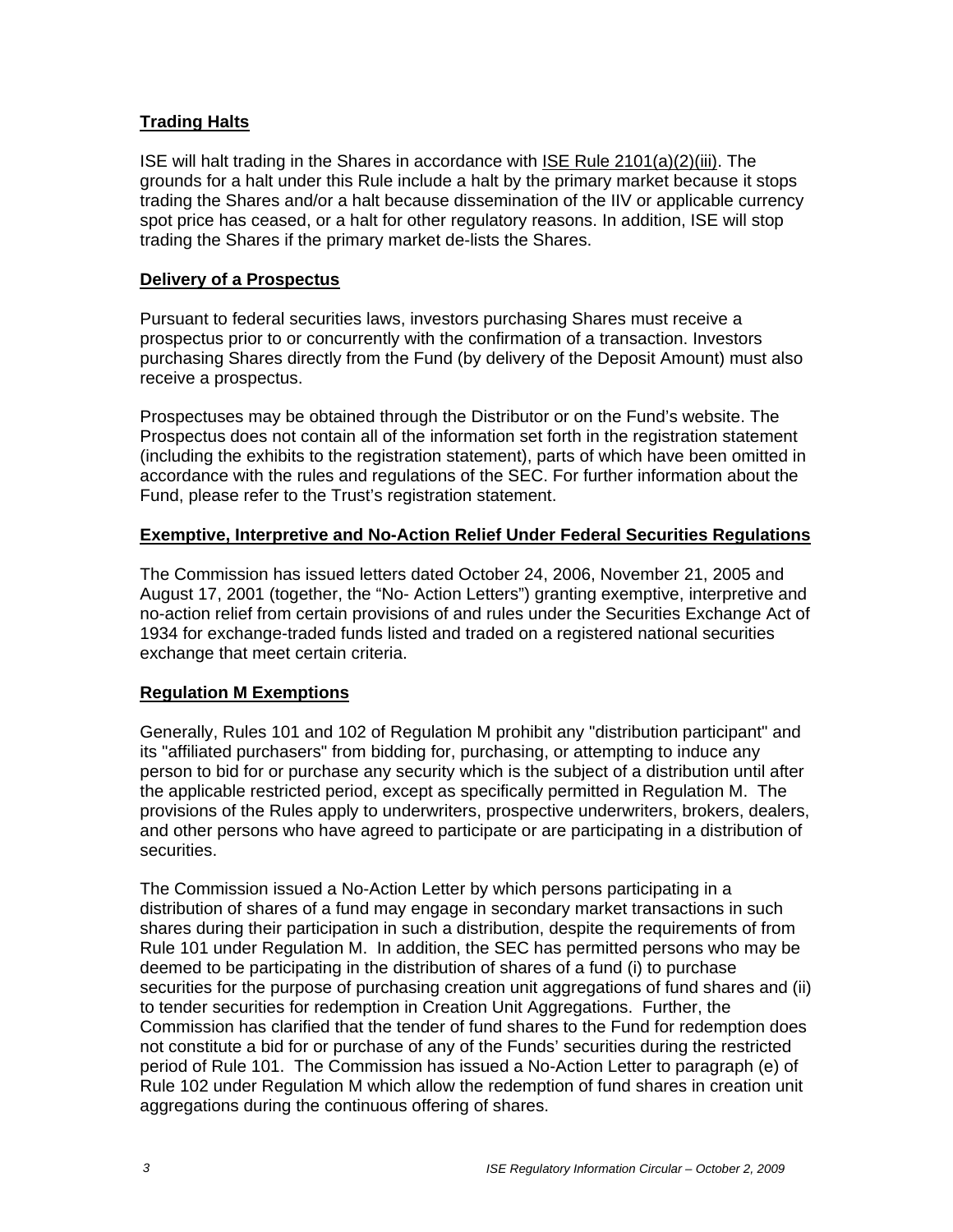## Trading Halts

ISE will halt trading in the Shares in accordance with ISE Rule 2101(a)(2)(iii). The grounds for a halt under this Rule include a halt by the primary market because it stops trading the Shares and/or a halt because dissemination of the IIV or applicable currency spot price has ceased, or a halt for other regulatory reasons. In addition, ISE will stop trading the Shares if the primary market de-lists the Shares.

## Delivery of a Prospectus

Pursuant to federal securities laws, investors purchasing Shares must receive a prospectus prior to or concurrently with the confirmation of a transaction. Investors purchasing Shares directly from the Fund (by delivery of the Deposit Amount) must also receive a prospectus.

Prospectuses may be obtained through the Distributor or on the Fund's website. The Prospectus does not contain all of the information set forth in the registration statement (including the exhibits to the registration statement), parts of which have been omitted in accordance with the rules and regulations of the SEC. For further information about the Fund, please refer to the Trust's registration statement.

## Exemptive, Interpretive and No-Action Relief Under Federal Securities Regulations

The Commission has issued letters dated October 24, 2006, November 21, 2005 and August 17, 2001 (together, the "No- Action Letters") granting exemptive, interpretive and no-action relief from certain provisions of and rules under the Securities Exchange Act of 1934 for exchange-traded funds listed and traded on a registered national securities exchange that meet certain criteria.

## Regulation M Exemptions

Generally, Rules 101 and 102 of Regulation M prohibit any "distribution participant" and its "affiliated purchasers" from bidding for, purchasing, or attempting to induce any person to bid for or purchase any security which is the subject of a distribution until after the applicable restricted period, except as specifically permitted in Regulation M. The provisions of the Rules apply to underwriters, prospective underwriters, brokers, dealers, and other persons who have agreed to participate or are participating in a distribution of securities.

The Commission issued a No-Action Letter by which persons participating in a distribution of shares of a fund may engage in secondary market transactions in such shares during their participation in such a distribution, despite the requirements of from Rule 101 under Regulation M. In addition, the SEC has permitted persons who may be deemed to be participating in the distribution of shares of a fund (i) to purchase securities for the purpose of purchasing creation unit aggregations of fund shares and (ii) to tender securities for redemption in Creation Unit Aggregations. Further, the Commission has clarified that the tender of fund shares to the Fund for redemption does not constitute a bid for or purchase of any of the Funds' securities during the restricted period of Rule 101. The Commission has issued a No-Action Letter to paragraph (e) of Rule 102 under Regulation M which allow the redemption of fund shares in creation unit aggregations during the continuous offering of shares.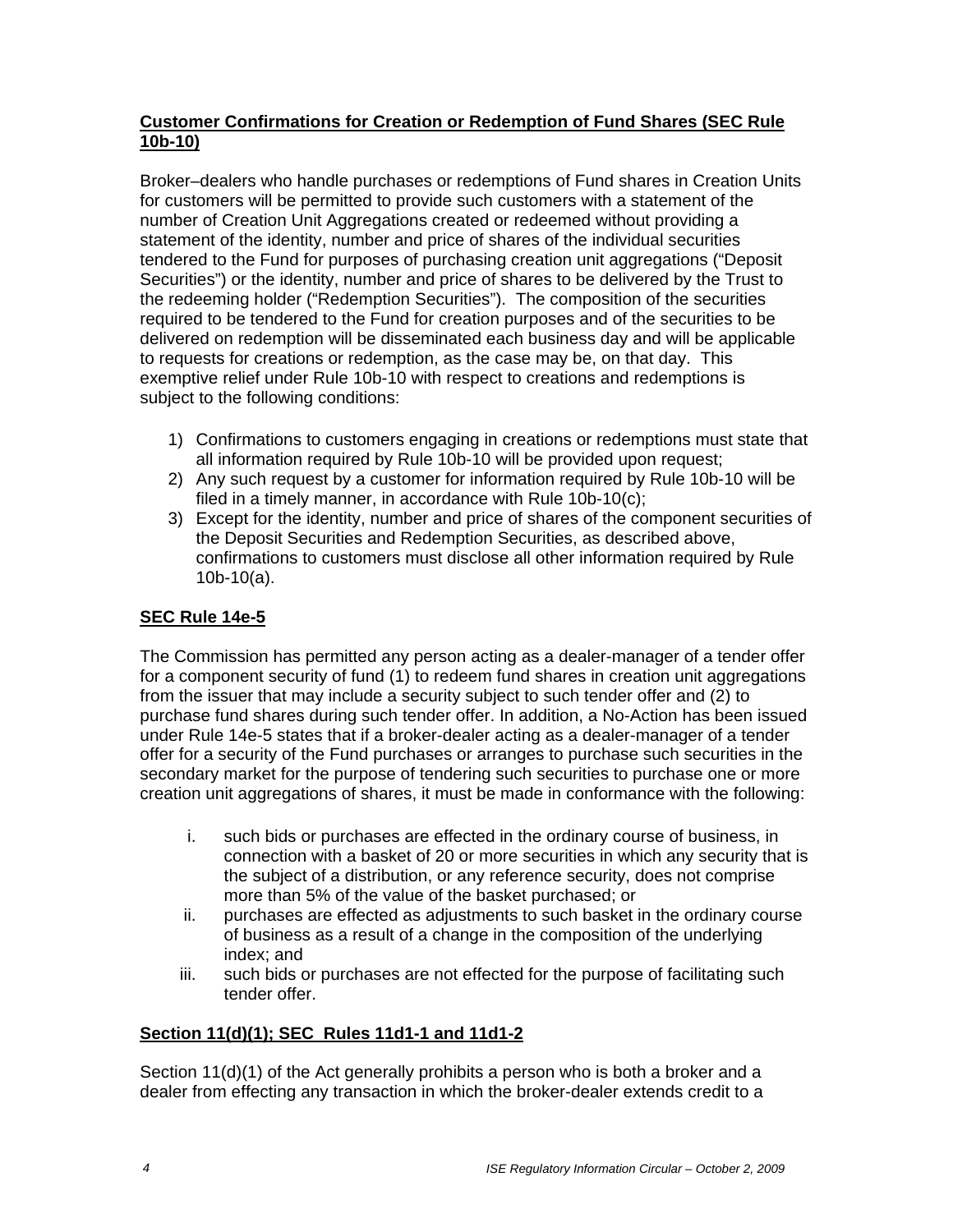**Customer Confirmations for Creation or Redemption of Fund Shares (SEC Rule 10b-10)**

Broker–dealers who handle purchases or redemptions of Fund shares in Creation Units for customers will be permitted to provide such customers with a statement of the number of Creation Unit Aggregations created or redeemed without providing a statement of the identity, number and price of shares of the individual securities tendered to the Fund for purposes of purchasing creation unit aggregations ("Deposit Securities") or the identity, number and price of shares to be delivered by the Trust to the redeeming holder ("Redemption Securities"). The composition of the securities required to be tendered to the Fund for creation purposes and of the securities to be delivered on redemption will be disseminated each business day and will be applicable to requests for creations or redemption, as the case may be, on that day. This exemptive relief under Rule 10b-10 with respect to creations and redemptions is subject to the following conditions:

1) Confirmations to customers engaging in creations or redemptions must state that all information required by Rule 10b-10 will be provided upon request;
2) Any such request by a customer for information required by Rule 10b-10 will be filed in a timely manner, in accordance with Rule 10b-10(c);
3) Except for the identity, number and price of shares of the component securities of the Deposit Securities and Redemption Securities, as described above, confirmations to customers must disclose all other information required by Rule 10b-10(a).

**SEC Rule 14e-5**

The Commission has permitted any person acting as a dealer-manager of a tender offer for a component security of fund (1) to redeem fund shares in creation unit aggregations from the issuer that may include a security subject to such tender offer and (2) to purchase fund shares during such tender offer. In addition, a No-Action has been issued under Rule 14e-5 states that if a broker-dealer acting as a dealer-manager of a tender offer for a security of the Fund purchases or arranges to purchase such securities in the secondary market for the purpose of tendering such securities to purchase one or more creation unit aggregations of shares, it must be made in conformance with the following:

i. such bids or purchases are effected in the ordinary course of business, in connection with a basket of 20 or more securities in which any security that is the subject of a distribution, or any reference security, does not comprise more than 5% of the value of the basket purchased; or
ii. purchases are effected as adjustments to such basket in the ordinary course of business as a result of a change in the composition of the underlying index; and
iii. such bids or purchases are not effected for the purpose of facilitating such tender offer.

**Section 11(d)(1); SEC Rules 11d1-1 and 11d1-2**

Section 11(d)(1) of the Act generally prohibits a person who is both a broker and a dealer from effecting any transaction in which the broker-dealer extends credit to a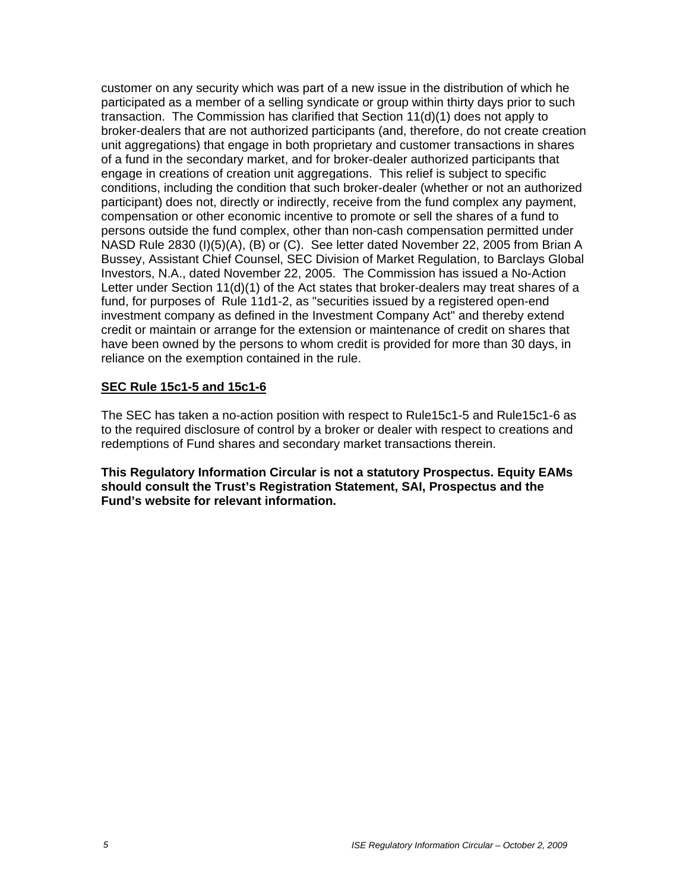customer on any security which was part of a new issue in the distribution of which he participated as a member of a selling syndicate or group within thirty days prior to such transaction. The Commission has clarified that Section 11(d)(1) does not apply to broker-dealers that are not authorized participants (and, therefore, do not create creation unit aggregations) that engage in both proprietary and customer transactions in shares of a fund in the secondary market, and for broker-dealer authorized participants that engage in creations of creation unit aggregations. This relief is subject to specific conditions, including the condition that such broker-dealer (whether or not an authorized participant) does not, directly or indirectly, receive from the fund complex any payment, compensation or other economic incentive to promote or sell the shares of a fund to persons outside the fund complex, other than non-cash compensation permitted under NASD Rule 2830 (I)(5)(A), (B) or (C). See letter dated November 22, 2005 from Brian A Bussey, Assistant Chief Counsel, SEC Division of Market Regulation, to Barclays Global Investors, N.A., dated November 22, 2005. The Commission has issued a No-Action Letter under Section 11(d)(1) of the Act states that broker-dealers may treat shares of a fund, for purposes of Rule 11d1-2, as "securities issued by a registered open-end investment company as defined in the Investment Company Act" and thereby extend credit or maintain or arrange for the extension or maintenance of credit on shares that have been owned by the persons to whom credit is provided for more than 30 days, in reliance on the exemption contained in the rule.

## SEC Rule 15c1-5 and 15c1-6

The SEC has taken a no-action position with respect to Rule15c1-5 and Rule15c1-6 as to the required disclosure of control by a broker or dealer with respect to creations and redemptions of Fund shares and secondary market transactions therein.

**This Regulatory Information Circular is not a statutory Prospectus. Equity EAMs should consult the Trust's Registration Statement, SAI, Prospectus and the Fund's website for relevant information.**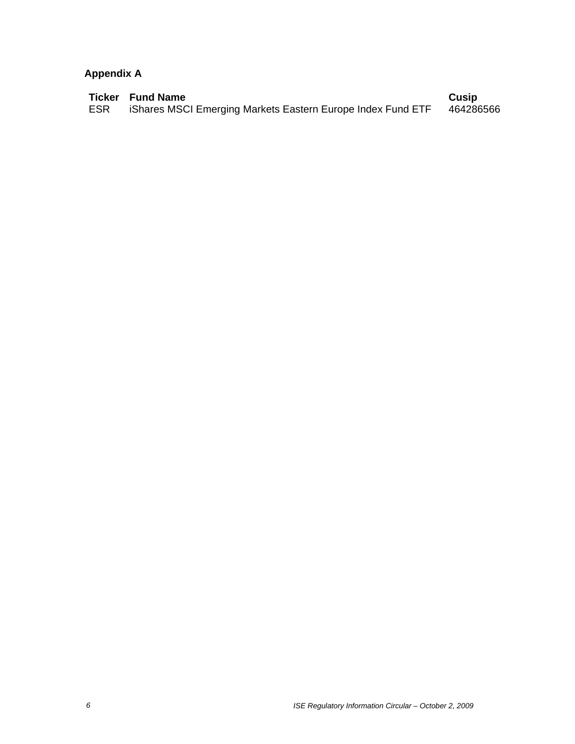## Appendix A

| Ticker | Fund Name | Cusip |
|---|---|---|
| ESR | iShares MSCI Emerging Markets Eastern Europe Index Fund ETF | 464286566 |